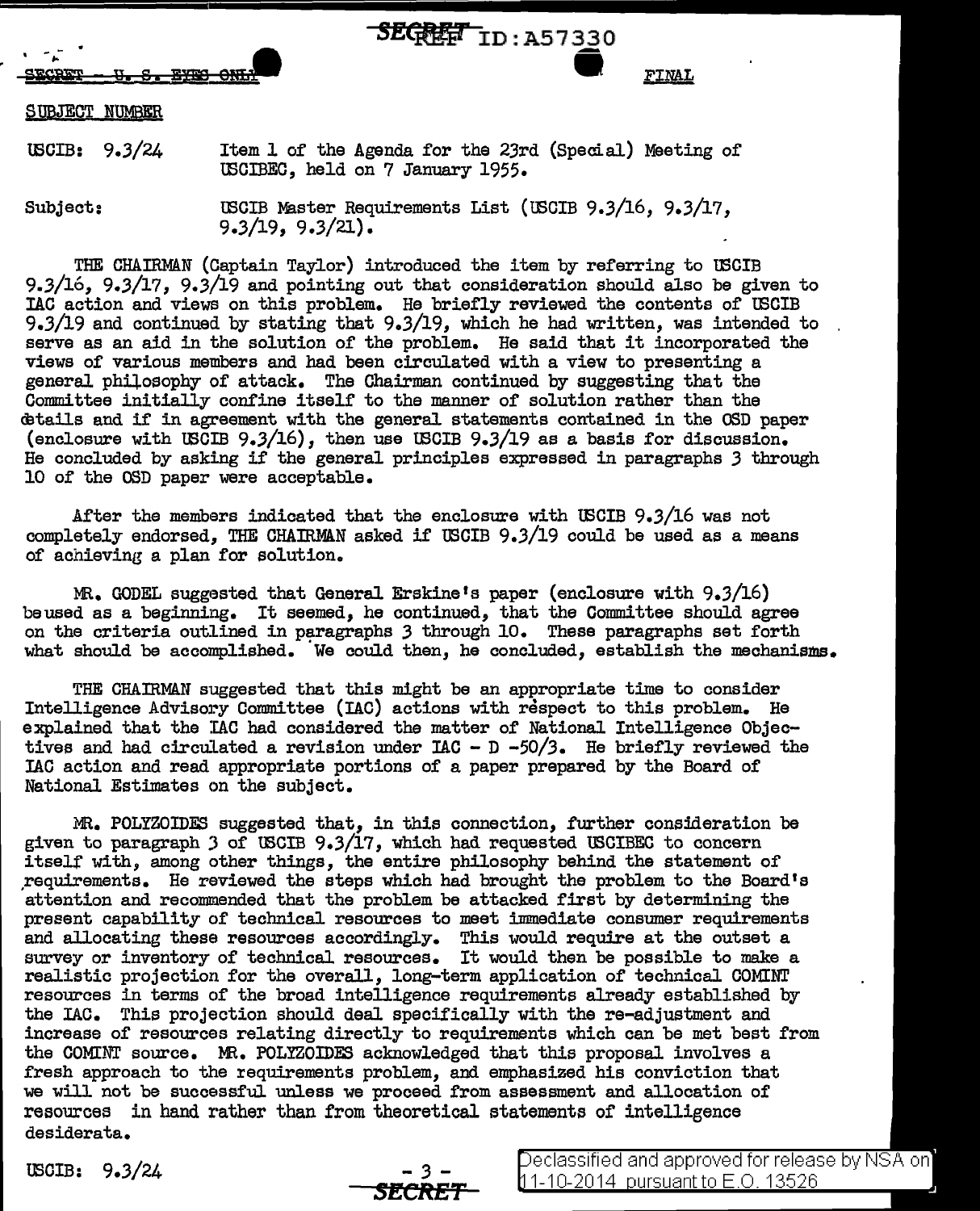SECRET ID:A57330

SECRET — U. S. EYES ONLY

FINAL

SUBJECT NUMBER

USCIB: 9.3/24 Item 1 of the Agenda for the 23rd (Special) Meeting of USCIBEC, held on 7 January 1955.

Subject: USCIB Master Requirements List (USCIB 9.3/16, 9.3/17, 9.3/19, 9.3/21).

THE CHAIRMAN (Captain Taylor) introduced the item by referring to USCIB 9.3/16, 9.3/17, 9.3/19 and pointing out that consideration should also be given to IAC action and views on this problem. He briefly reviewed the contents of USCIB 9.3/19 and continued by stating that 9.3/19, which he had written, was intended to serve as an aid in the solution of the problem. He said that it incorporated the views of various members and had been circulated with a view to presenting a general philosophy of attack. The Chairman continued by suggesting that the Committee initially confine itself to the manner of solution rather than the details and if in agreement with the general statements contained in the OSD paper (enclosure with USCIB 9.3/16), then use USCIB 9.3/19 as a basis for discussion. He concluded by asking if the general principles expressed in paragraphs 3 through 10 of the OSD paper were acceptable.

After the members indicated that the enclosure with USCIB 9.3/16 was not completely endorsed, THE CHAIRMAN asked if USCIB 9.3/19 could be used as a means of achieving a plan for solution.

MR. GODEL suggested that General Erskine's paper (enclosure with 9.3/16) be used as a beginning. It seemed, he continued, that the Committee should agree on the criteria outlined in paragraphs 3 through 10. These paragraphs set forth what should be accomplished. We could then, he concluded, establish the mechanisms.

THE CHAIRMAN suggested that this might be an appropriate time to consider Intelligence Advisory Committee (IAC) actions with respect to this problem. He explained that the IAC had considered the matter of National Intelligence Objectives and had circulated a revision under IAC - D -50/3. He briefly reviewed the IAC action and read appropriate portions of a paper prepared by the Board of National Estimates on the subject.

MR. POLYZOIDES suggested that, in this connection, further consideration be given to paragraph 3 of USCIB 9.3/17, which had requested USCIBEC to concern itself with, among other things, the entire philosophy behind the statement of requirements. He reviewed the steps which had brought the problem to the Board's attention and recommended that the problem be attacked first by determining the present capability of technical resources to meet immediate consumer requirements and allocating these resources accordingly. This would require at the outset a survey or inventory of technical resources. It would then be possible to make a realistic projection for the overall, long-term application of technical COMINT resources in terms of the broad intelligence requirements already established by the IAC. This projection should deal specifically with the re-adjustment and increase of resources relating directly to requirements which can be met best from the COMINT source. MR. POLYZOIDES acknowledged that this proposal involves a fresh approach to the requirements problem, and emphasized his conviction that we will not be successful unless we proceed from assessment and allocation of resources in hand rather than from theoretical statements of intelligence desiderata.

USCIB: 9.3/24

SECRET

Declassified and approved for release by NSA on 11-10-2014 pursuant to E.O. 13526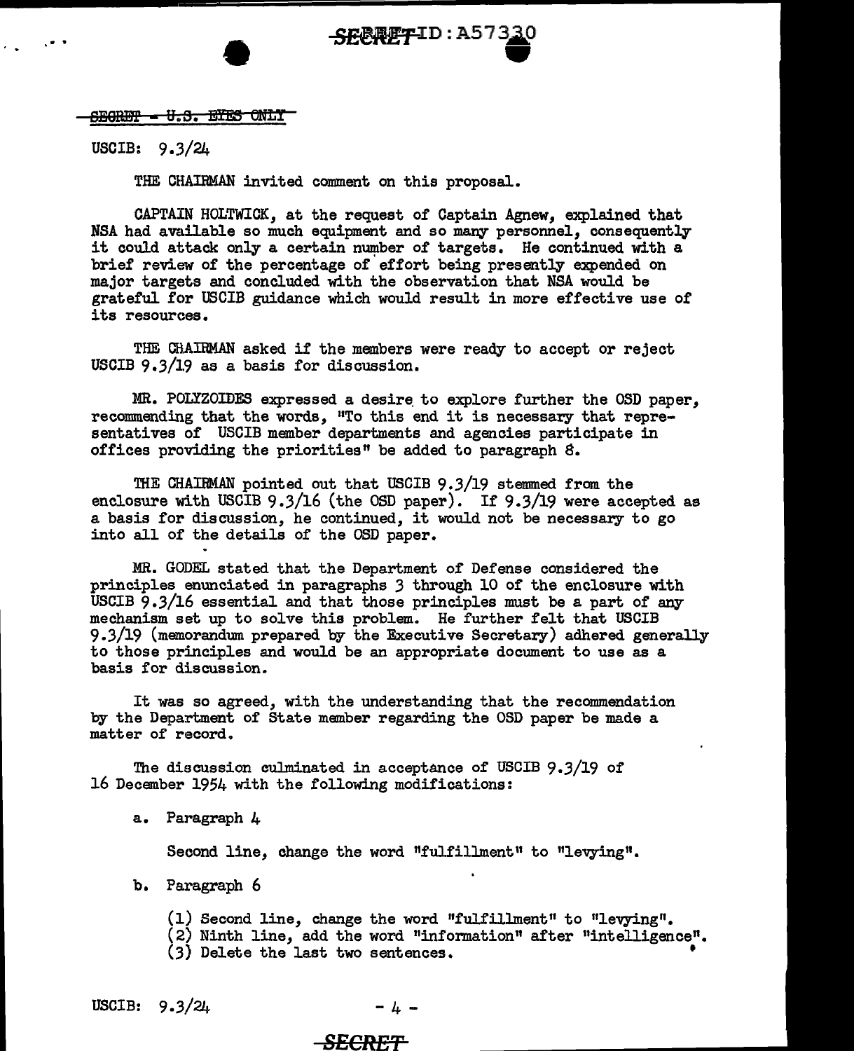SECRET - U.S. EYES ONLY

USCIB: 9.3/24

THE CHAIRMAN invited comment on this proposal.

CAPTAIN HOLTWICK, at the request of Captain Agnew, explained that NSA had available so much equipment and so many personnel, consequently it could attack only a certain number of targets. He continued with a brief review of the percentage of effort being presently expended on major targets and concluded with the observation that NSA would be grateful for USCIB guidance which would result in more effective use of its resources.

THE CHAIRMAN asked if the members were ready to accept or reject USCIB 9.3/19 as a basis for discussion.

MR. POLYZOIDES expressed a desire to explore further the OSD paper, recommending that the words, "To this end it is necessary that representatives of USCIB member departments and agencies participate in offices providing the priorities" be added to paragraph 8.

THE CHAIRMAN pointed out that USCIB 9.3/19 stemmed from the enclosure with USCIB 9.3/16 (the OSD paper). If 9.3/19 were accepted as a basis for discussion, he continued, it would not be necessary to go into all of the details of the OSD paper.

MR. GODEL stated that the Department of Defense considered the principles enunciated in paragraphs 3 through 10 of the enclosure with USCIB 9.3/16 essential and that those principles must be a part of any mechanism set up to solve this problem. He further felt that USCIB 9.3/19 (memorandum prepared by the Executive Secretary) adhered generally to those principles and would be an appropriate document to use as a basis for discussion.

It was so agreed, with the understanding that the recommendation by the Department of State member regarding the OSD paper be made a matter of record.

The discussion culminated in acceptance of USCIB 9.3/19 of 16 December 1954 with the following modifications:

a. Paragraph 4

Second line, change the word "fulfillment" to "levying".

b. Paragraph 6

(1) Second line, change the word "fulfillment" to "levying".
(2) Ninth line, add the word "information" after "intelligence".
(3) Delete the last two sentences.

USCIB: 9.3/24

SECRET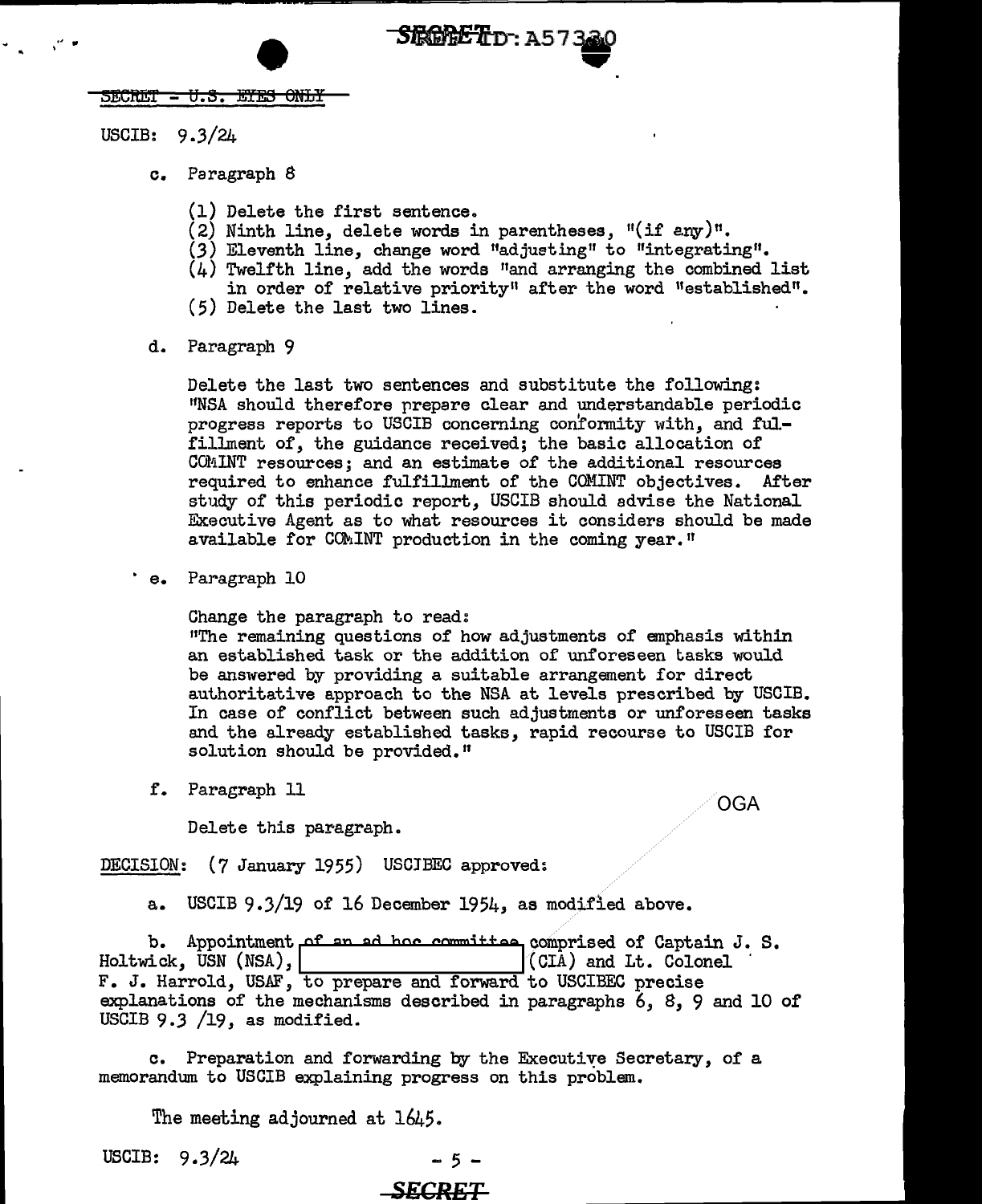SECRET - U.S. EYES ONLY

USCIB: 9.3/24

c. Paragraph 8

(1) Delete the first sentence.
(2) Ninth line, delete words in parentheses, "(if any)".
(3) Eleventh line, change word "adjusting" to "integrating".
(4) Twelfth line, add the words "and arranging the combined list in order of relative priority" after the word "established".
(5) Delete the last two lines.

d. Paragraph 9

Delete the last two sentences and substitute the following: "NSA should therefore prepare clear and understandable periodic progress reports to USCIB concerning conformity with, and fulfillment of, the guidance received; the basic allocation of COMINT resources; and an estimate of the additional resources required to enhance fulfillment of the COMINT objectives. After study of this periodic report, USCIB should advise the National Executive Agent as to what resources it considers should be made available for COMINT production in the coming year."

e. Paragraph 10

Change the paragraph to read:
"The remaining questions of how adjustments of emphasis within an established task or the addition of unforeseen tasks would be answered by providing a suitable arrangement for direct authoritative approach to the NSA at levels prescribed by USCIB. In case of conflict between such adjustments or unforeseen tasks and the already established tasks, rapid recourse to USCIB for solution should be provided."

f. Paragraph 11

Delete this paragraph.

OGA

DECISION: (7 January 1955) USCIBEC approved:

a. USCIB 9.3/19 of 16 December 1954, as modified above.

b. Appointment of an ad hoc committee comprised of Captain J. S. Holtwick, USN (NSA), [REDACTED] (CIA) and Lt. Colonel F. J. Harrold, USAF, to prepare and forward to USCIBEC precise explanations of the mechanisms described in paragraphs 6, 8, 9 and 10 of USCIB 9.3 /19, as modified.

c. Preparation and forwarding by the Executive Secretary, of a memorandum to USCIB explaining progress on this problem.

The meeting adjourned at 1645.

USCIB: 9.3/24

SECRET